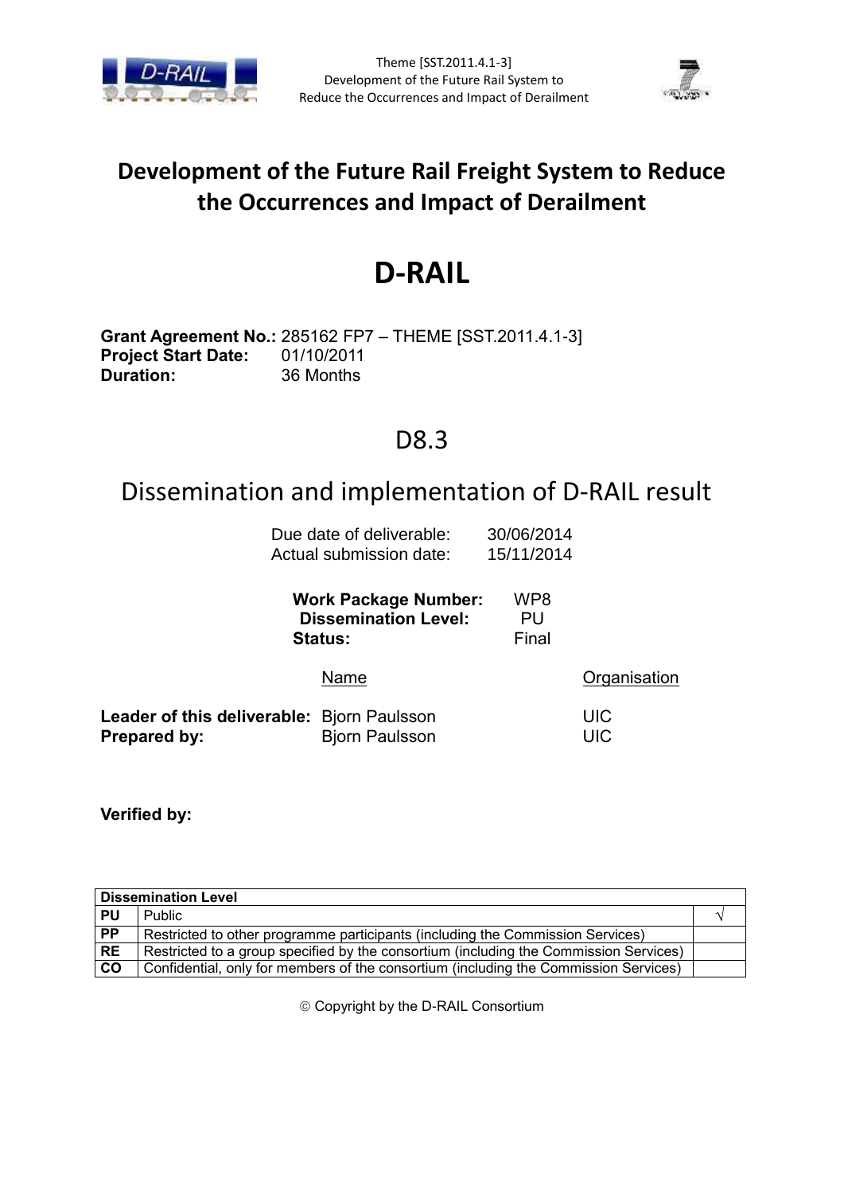Theme [SST.2011.4.1-3]
Development of the Future Rail System to Reduce the Occurrences and Impact of Derailment

# Development of the Future Rail Freight System to Reduce the Occurrences and Impact of Derailment

# D-RAIL

**Grant Agreement No.:** 285162 FP7 – THEME [SST.2011.4.1-3]
**Project Start Date:** 01/10/2011
**Duration:** 36 Months

## D8.3

## Dissemination and implementation of D-RAIL result

Due date of deliverable: 30/06/2014
Actual submission date: 15/11/2014

**Work Package Number:** WP8
**Dissemination Level:** PU
**Status:** Final

| | Name | Organisation |
|---|---|---|
| **Leader of this deliverable:** | Bjorn Paulsson | UIC |
| **Prepared by:** | Bjorn Paulsson | UIC |

**Verified by:**

| **Dissemination Level** | | |
|---|---|---|
| **PU** | Public | √ |
| **PP** | Restricted to other programme participants (including the Commission Services) | |
| **RE** | Restricted to a group specified by the consortium (including the Commission Services) | |
| **CO** | Confidential, only for members of the consortium (including the Commission Services) | |

© Copyright by the D-RAIL Consortium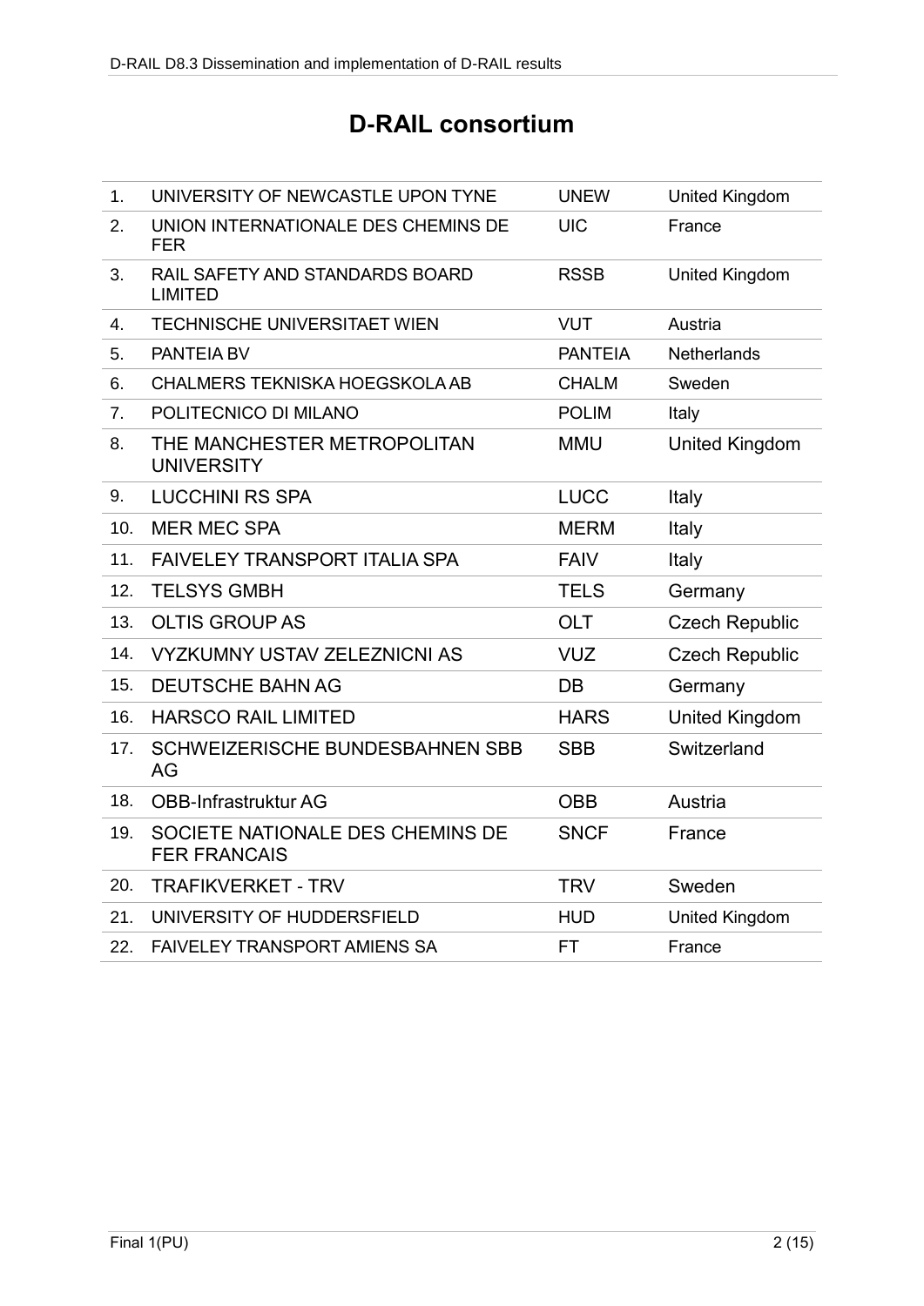# D-RAIL consortium

| | | | |
|---|---|---|---|
| 1. | UNIVERSITY OF NEWCASTLE UPON TYNE | UNEW | United Kingdom |
| 2. | UNION INTERNATIONALE DES CHEMINS DE FER | UIC | France |
| 3. | RAIL SAFETY AND STANDARDS BOARD LIMITED | RSSB | United Kingdom |
| 4. | TECHNISCHE UNIVERSITAET WIEN | VUT | Austria |
| 5. | PANTEIA BV | PANTEIA | Netherlands |
| 6. | CHALMERS TEKNISKA HOEGSKOLA AB | CHALM | Sweden |
| 7. | POLITECNICO DI MILANO | POLIM | Italy |
| 8. | THE MANCHESTER METROPOLITAN UNIVERSITY | MMU | United Kingdom |
| 9. | LUCCHINI RS SPA | LUCC | Italy |
| 10. | MER MEC SPA | MERM | Italy |
| 11. | FAIVELEY TRANSPORT ITALIA SPA | FAIV | Italy |
| 12. | TELSYS GMBH | TELS | Germany |
| 13. | OLTIS GROUP AS | OLT | Czech Republic |
| 14. | VYZKUMNY USTAV ZELEZNICNI AS | VUZ | Czech Republic |
| 15. | DEUTSCHE BAHN AG | DB | Germany |
| 16. | HARSCO RAIL LIMITED | HARS | United Kingdom |
| 17. | SCHWEIZERISCHE BUNDESBAHNEN SBB AG | SBB | Switzerland |
| 18. | OBB-Infrastruktur AG | OBB | Austria |
| 19. | SOCIETE NATIONALE DES CHEMINS DE FER FRANCAIS | SNCF | France |
| 20. | TRAFIKVERKET - TRV | TRV | Sweden |
| 21. | UNIVERSITY OF HUDDERSFIELD | HUD | United Kingdom |
| 22. | FAIVELEY TRANSPORT AMIENS SA | FT | France |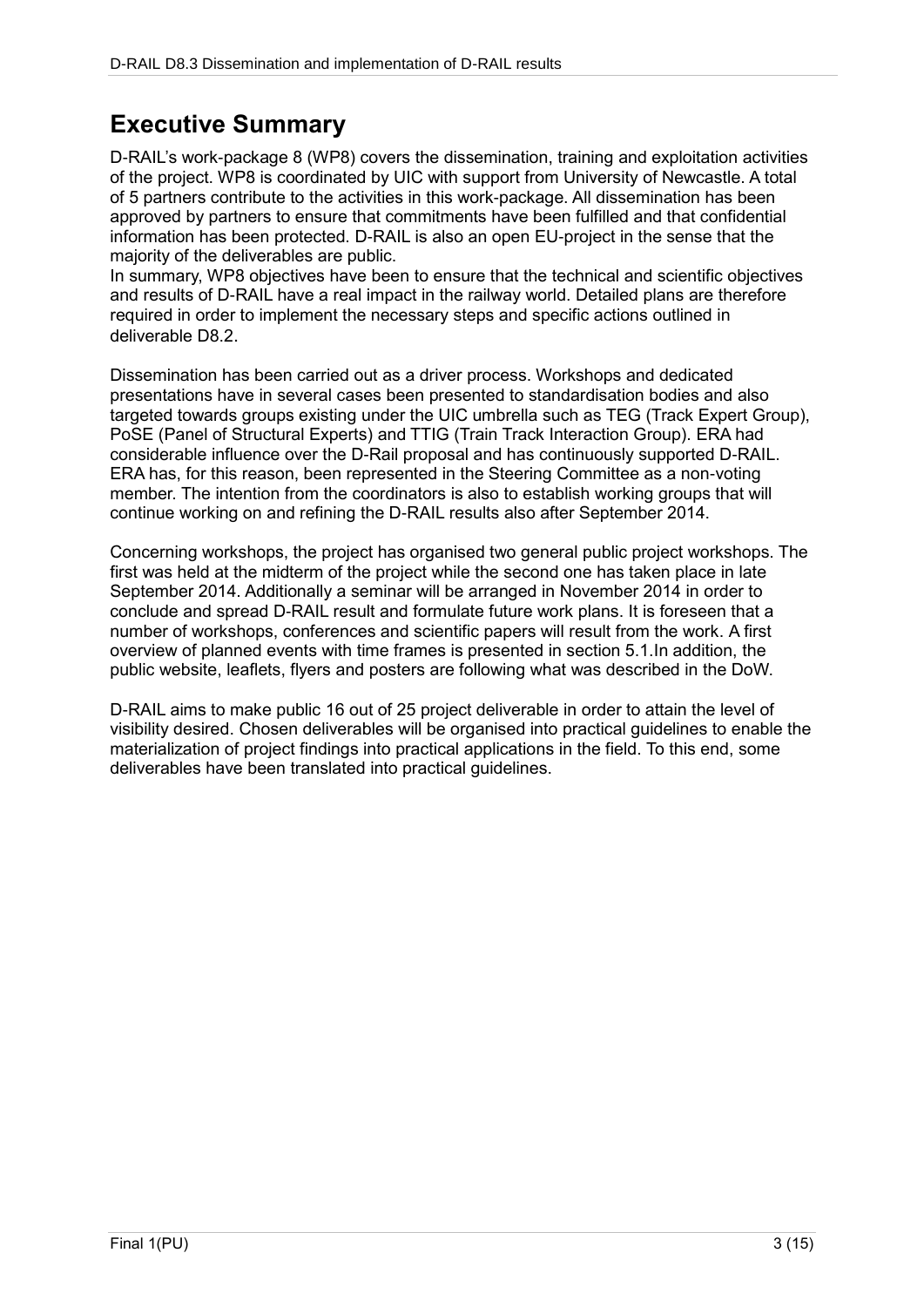# Executive Summary

D-RAIL's work-package 8 (WP8) covers the dissemination, training and exploitation activities of the project. WP8 is coordinated by UIC with support from University of Newcastle. A total of 5 partners contribute to the activities in this work-package. All dissemination has been approved by partners to ensure that commitments have been fulfilled and that confidential information has been protected. D-RAIL is also an open EU-project in the sense that the majority of the deliverables are public.

In summary, WP8 objectives have been to ensure that the technical and scientific objectives and results of D-RAIL have a real impact in the railway world. Detailed plans are therefore required in order to implement the necessary steps and specific actions outlined in deliverable D8.2.

Dissemination has been carried out as a driver process. Workshops and dedicated presentations have in several cases been presented to standardisation bodies and also targeted towards groups existing under the UIC umbrella such as TEG (Track Expert Group), PoSE (Panel of Structural Experts) and TTIG (Train Track Interaction Group). ERA had considerable influence over the D-Rail proposal and has continuously supported D-RAIL. ERA has, for this reason, been represented in the Steering Committee as a non-voting member. The intention from the coordinators is also to establish working groups that will continue working on and refining the D-RAIL results also after September 2014.

Concerning workshops, the project has organised two general public project workshops. The first was held at the midterm of the project while the second one has taken place in late September 2014. Additionally a seminar will be arranged in November 2014 in order to conclude and spread D-RAIL result and formulate future work plans. It is foreseen that a number of workshops, conferences and scientific papers will result from the work. A first overview of planned events with time frames is presented in section 5.1.In addition, the public website, leaflets, flyers and posters are following what was described in the DoW.

D-RAIL aims to make public 16 out of 25 project deliverable in order to attain the level of visibility desired. Chosen deliverables will be organised into practical guidelines to enable the materialization of project findings into practical applications in the field. To this end, some deliverables have been translated into practical guidelines.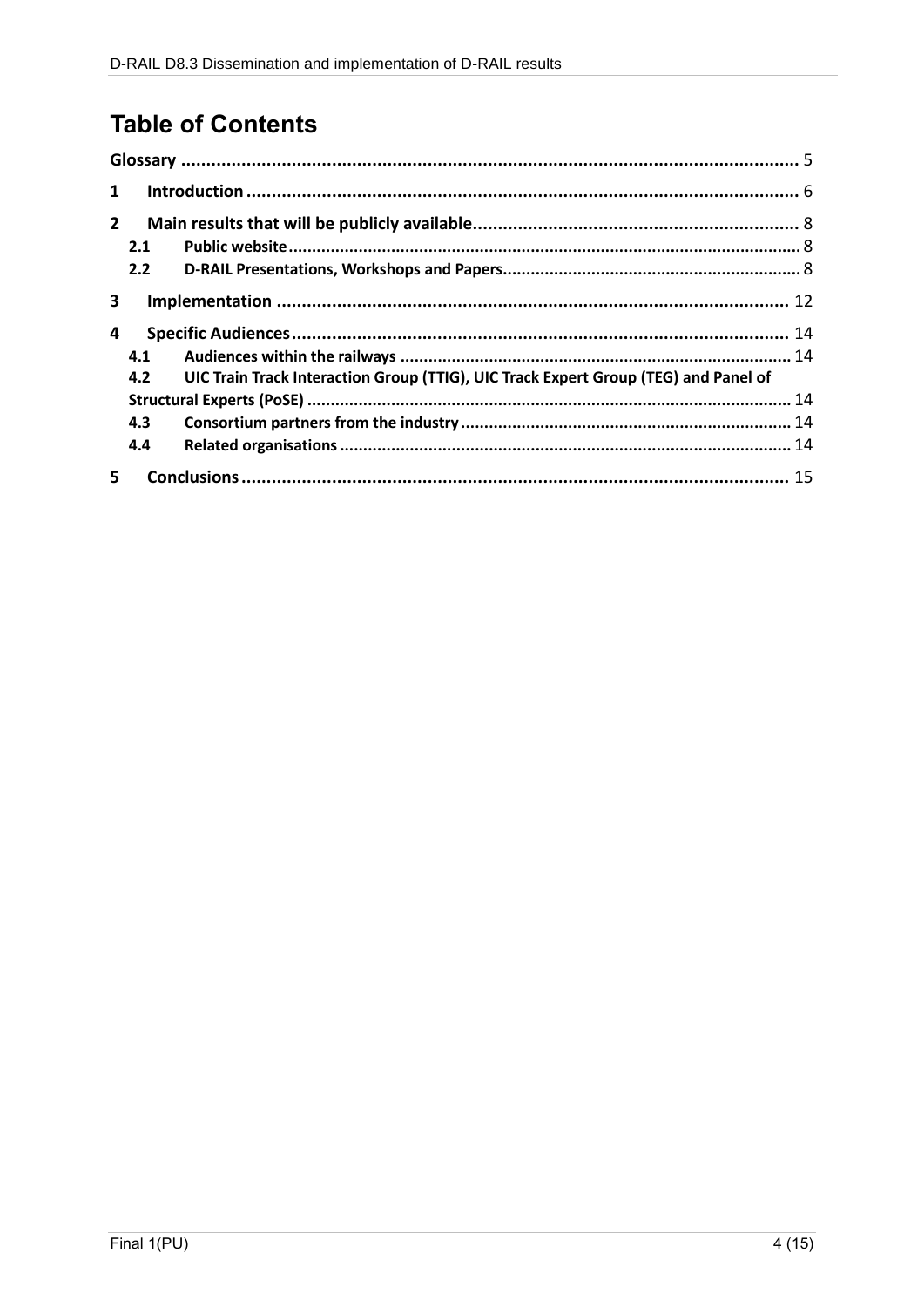# Table of Contents

Glossary ........................................................................................................................ 5

1 Introduction ............................................................................................................ 6

2 Main results that will be publicly available ................................................................ 8

 2.1 Public website ........................................................................................................ 8

 2.2 D-RAIL Presentations, Workshops and Papers ........................................................... 8

3 Implementation .................................................................................................... 12

4 Specific Audiences ................................................................................................. 14

 4.1 Audiences within the railways ............................................................................... 14

 4.2 UIC Train Track Interaction Group (TTIG), UIC Track Expert Group (TEG) and Panel of Structural Experts (PoSE) ..................................................................................................... 14

 4.3 Consortium partners from the industry .................................................................... 14

 4.4 Related organisations .............................................................................................. 14

5 Conclusions .......................................................................................................... 15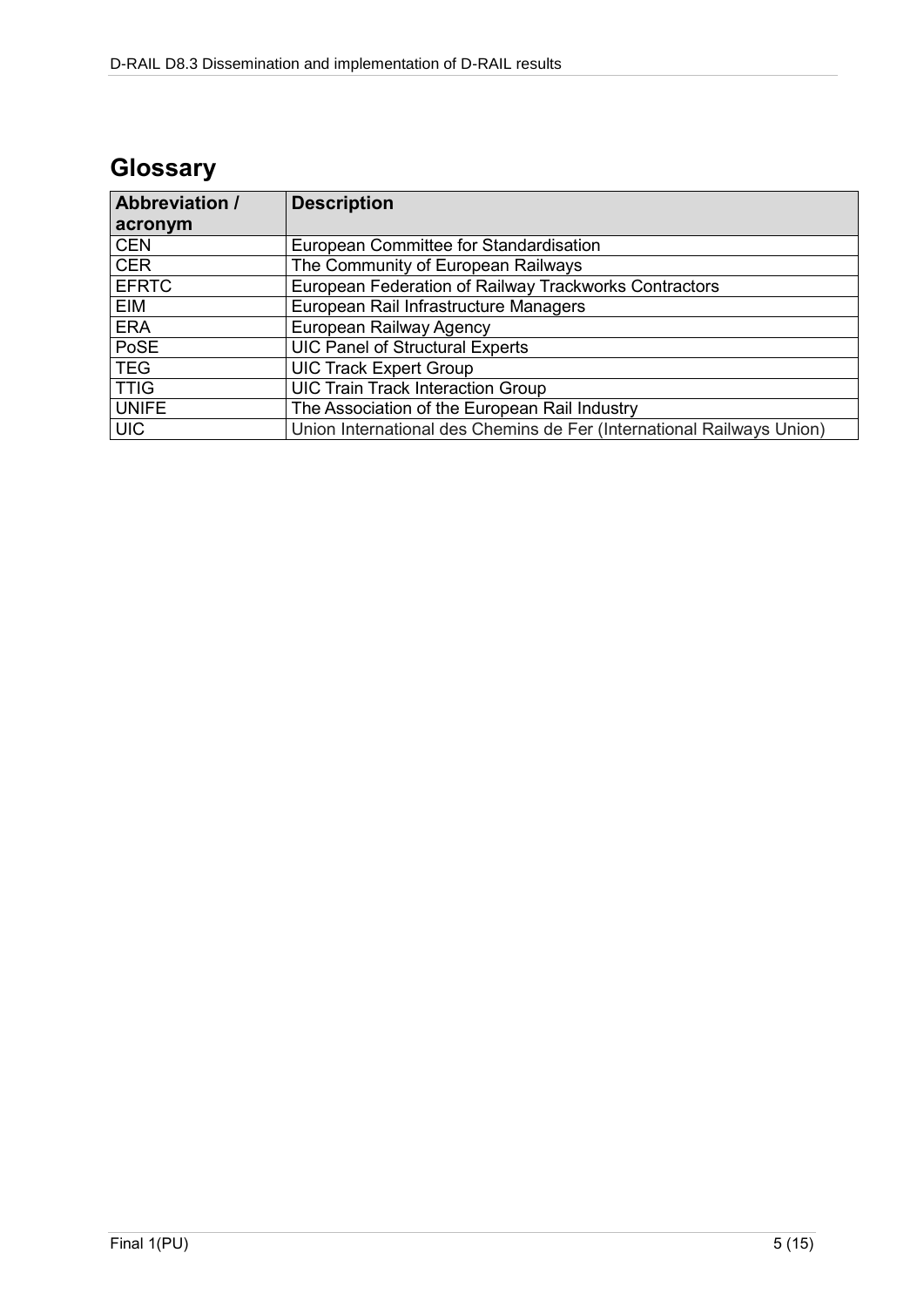# Glossary

| Abbreviation / acronym | Description |
|---|---|
| CEN | European Committee for Standardisation |
| CER | The Community of European Railways |
| EFRTC | European Federation of Railway Trackworks Contractors |
| EIM | European Rail Infrastructure Managers |
| ERA | European Railway Agency |
| PoSE | UIC Panel of Structural Experts |
| TEG | UIC Track Expert Group |
| TTIG | UIC Train Track Interaction Group |
| UNIFE | The Association of the European Rail Industry |
| UIC | Union International des Chemins de Fer (International Railways Union) |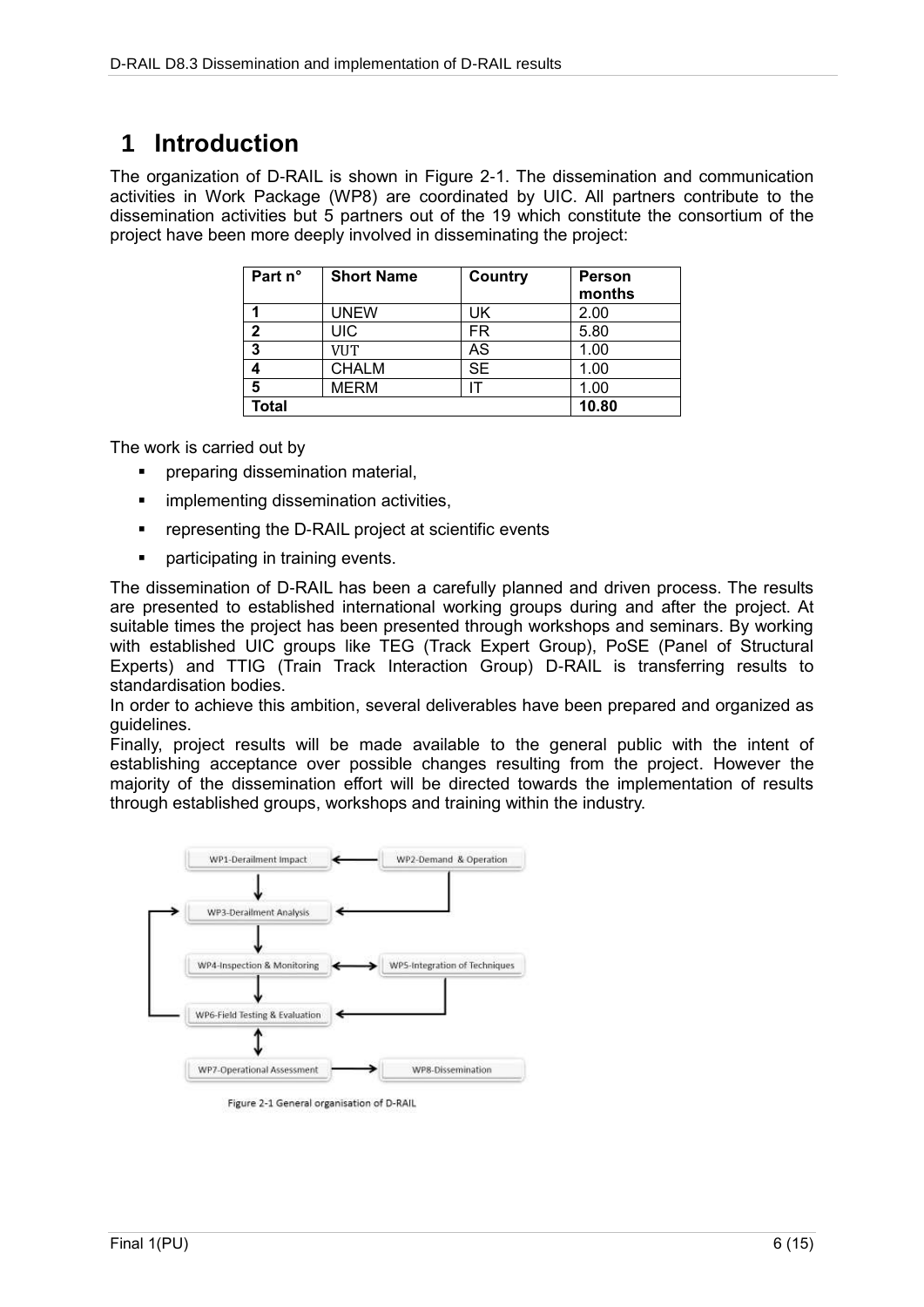# 1 Introduction

The organization of D-RAIL is shown in Figure 2-1. The dissemination and communication activities in Work Package (WP8) are coordinated by UIC. All partners contribute to the dissemination activities but 5 partners out of the 19 which constitute the consortium of the project have been more deeply involved in disseminating the project:

| Part n° | Short Name | Country | Person months |
|---|---|---|---|
| 1 | UNEW | UK | 2.00 |
| 2 | UIC | FR | 5.80 |
| 3 | VUT | AS | 1.00 |
| 4 | CHALM | SE | 1.00 |
| 5 | MERM | IT | 1.00 |
| Total | | | 10.80 |

The work is carried out by

- preparing dissemination material,
- implementing dissemination activities,
- representing the D-RAIL project at scientific events
- participating in training events.

The dissemination of D-RAIL has been a carefully planned and driven process. The results are presented to established international working groups during and after the project. At suitable times the project has been presented through workshops and seminars. By working with established UIC groups like TEG (Track Expert Group), PoSE (Panel of Structural Experts) and TTIG (Train Track Interaction Group) D-RAIL is transferring results to standardisation bodies.
In order to achieve this ambition, several deliverables have been prepared and organized as guidelines.
Finally, project results will be made available to the general public with the intent of establishing acceptance over possible changes resulting from the project. However the majority of the dissemination effort will be directed towards the implementation of results through established groups, workshops and training within the industry.

WP1-Derailment Impact
WP2-Demand & Operation
WP3-Derailment Analysis
WP4-Inspection & Monitoring
WP5-Integration of Techniques
WP6-Field Testing & Evaluation
WP7-Operational Assessment
WP8-Dissemination

Figure 2-1 General organisation of D-RAIL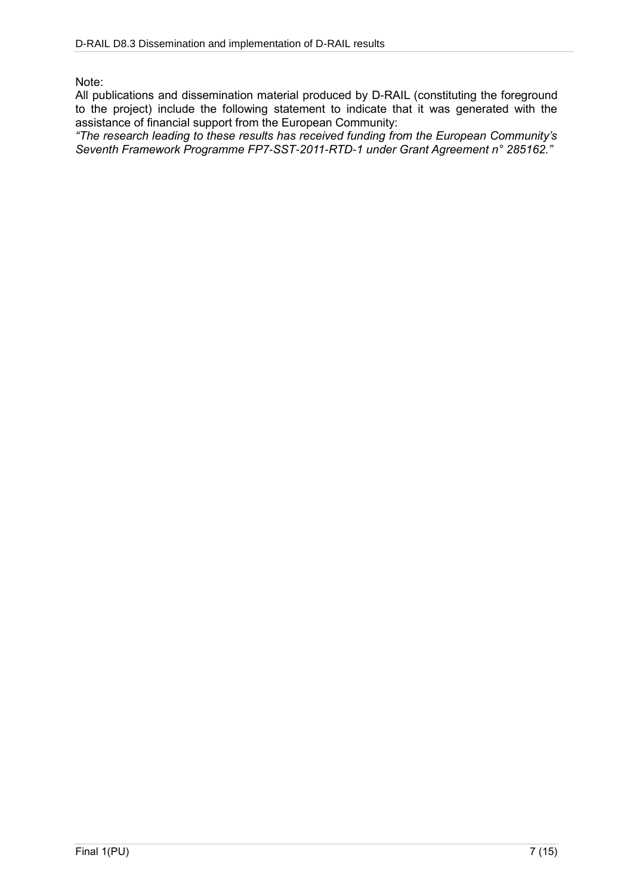Note:
All publications and dissemination material produced by D-RAIL (constituting the foreground to the project) include the following statement to indicate that it was generated with the assistance of financial support from the European Community:
*"The research leading to these results has received funding from the European Community's Seventh Framework Programme FP7-SST-2011-RTD-1 under Grant Agreement n° 285162."*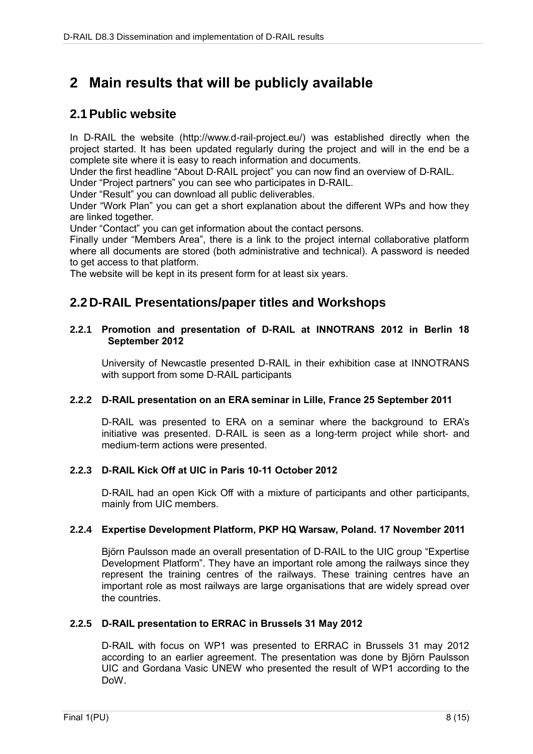# 2 Main results that will be publicly available

## 2.1 Public website

In D-RAIL the website (http://www.d-rail-project.eu/) was established directly when the project started. It has been updated regularly during the project and will in the end be a complete site where it is easy to reach information and documents.

Under the first headline "About D-RAIL project" you can now find an overview of D-RAIL.

Under "Project partners" you can see who participates in D-RAIL.

Under "Result" you can download all public deliverables.

Under "Work Plan" you can get a short explanation about the different WPs and how they are linked together.

Under "Contact" you can get information about the contact persons.

Finally under "Members Area", there is a link to the project internal collaborative platform where all documents are stored (both administrative and technical). A password is needed to get access to that platform.

The website will be kept in its present form for at least six years.

## 2.2 D-RAIL Presentations/paper titles and Workshops

### 2.2.1 Promotion and presentation of D-RAIL at INNOTRANS 2012 in Berlin 18 September 2012

University of Newcastle presented D-RAIL in their exhibition case at INNOTRANS with support from some D-RAIL participants

### 2.2.2 D-RAIL presentation on an ERA seminar in Lille, France 25 September 2011

D-RAIL was presented to ERA on a seminar where the background to ERA's initiative was presented. D-RAIL is seen as a long-term project while short- and medium-term actions were presented.

### 2.2.3 D-RAIL Kick Off at UIC in Paris 10-11 October 2012

D-RAIL had an open Kick Off with a mixture of participants and other participants, mainly from UIC members.

### 2.2.4 Expertise Development Platform, PKP HQ Warsaw, Poland. 17 November 2011

Björn Paulsson made an overall presentation of D-RAIL to the UIC group "Expertise Development Platform". They have an important role among the railways since they represent the training centres of the railways. These training centres have an important role as most railways are large organisations that are widely spread over the countries.

### 2.2.5 D-RAIL presentation to ERRAC in Brussels 31 May 2012

D-RAIL with focus on WP1 was presented to ERRAC in Brussels 31 may 2012 according to an earlier agreement. The presentation was done by Björn Paulsson UIC and Gordana Vasic UNEW who presented the result of WP1 according to the DoW.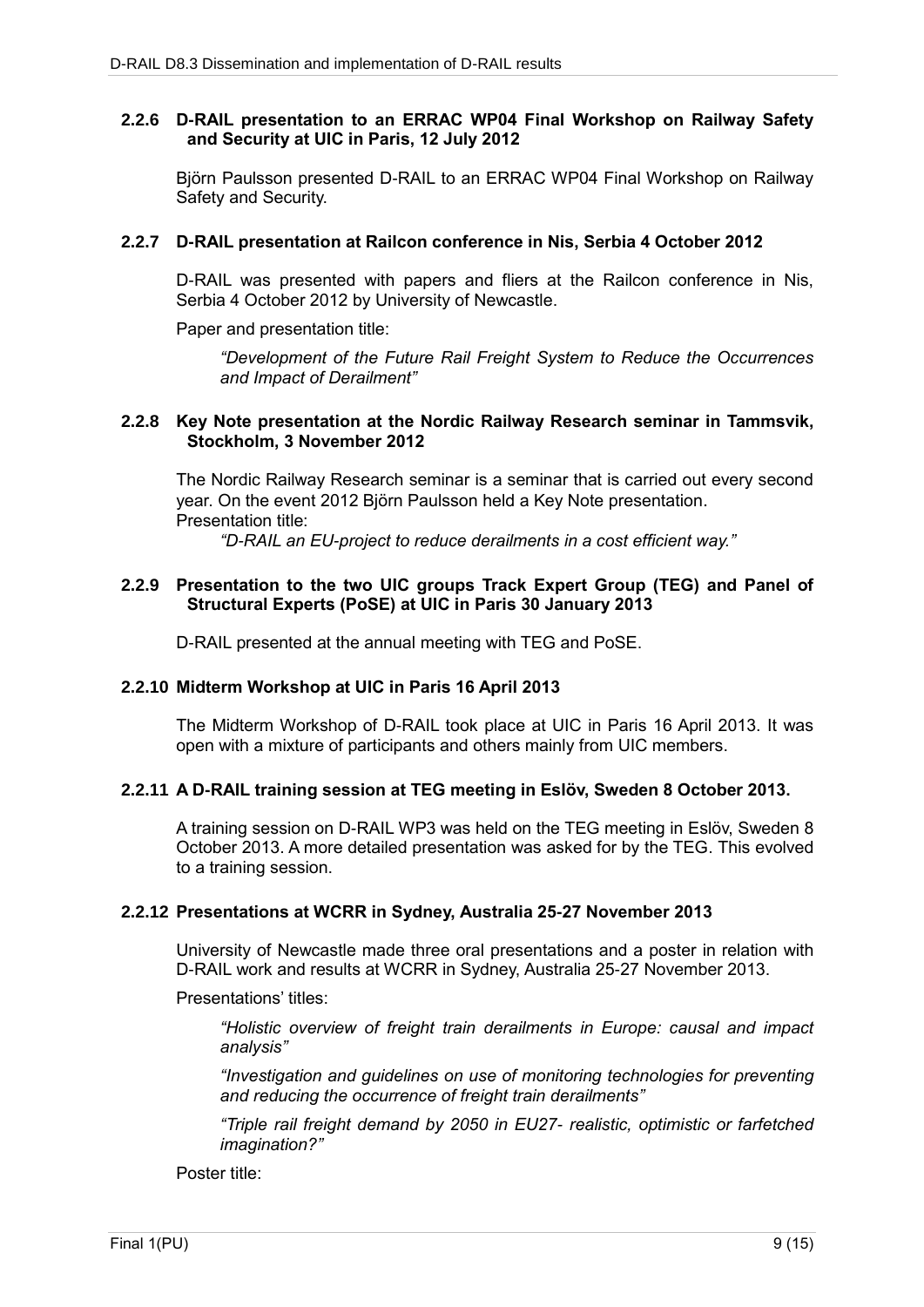### 2.2.6 D-RAIL presentation to an ERRAC WP04 Final Workshop on Railway Safety and Security at UIC in Paris, 12 July 2012

Björn Paulsson presented D-RAIL to an ERRAC WP04 Final Workshop on Railway Safety and Security.

### 2.2.7 D-RAIL presentation at Railcon conference in Nis, Serbia 4 October 2012

D-RAIL was presented with papers and fliers at the Railcon conference in Nis, Serbia 4 October 2012 by University of Newcastle.

Paper and presentation title:

> *"Development of the Future Rail Freight System to Reduce the Occurrences and Impact of Derailment"*

### 2.2.8 Key Note presentation at the Nordic Railway Research seminar in Tammsvik, Stockholm, 3 November 2012

The Nordic Railway Research seminar is a seminar that is carried out every second year. On the event 2012 Björn Paulsson held a Key Note presentation.
Presentation title:

> *"D-RAIL an EU-project to reduce derailments in a cost efficient way."*

### 2.2.9 Presentation to the two UIC groups Track Expert Group (TEG) and Panel of Structural Experts (PoSE) at UIC in Paris 30 January 2013

D-RAIL presented at the annual meeting with TEG and PoSE.

### 2.2.10 Midterm Workshop at UIC in Paris 16 April 2013

The Midterm Workshop of D-RAIL took place at UIC in Paris 16 April 2013. It was open with a mixture of participants and others mainly from UIC members.

### 2.2.11 A D-RAIL training session at TEG meeting in Eslöv, Sweden 8 October 2013.

A training session on D-RAIL WP3 was held on the TEG meeting in Eslöv, Sweden 8 October 2013. A more detailed presentation was asked for by the TEG. This evolved to a training session.

### 2.2.12 Presentations at WCRR in Sydney, Australia 25-27 November 2013

University of Newcastle made three oral presentations and a poster in relation with D-RAIL work and results at WCRR in Sydney, Australia 25-27 November 2013.

Presentations' titles:

> *"Holistic overview of freight train derailments in Europe: causal and impact analysis"*
>
> *"Investigation and guidelines on use of monitoring technologies for preventing and reducing the occurrence of freight train derailments"*
>
> *"Triple rail freight demand by 2050 in EU27- realistic, optimistic or farfetched imagination?"*

Poster title: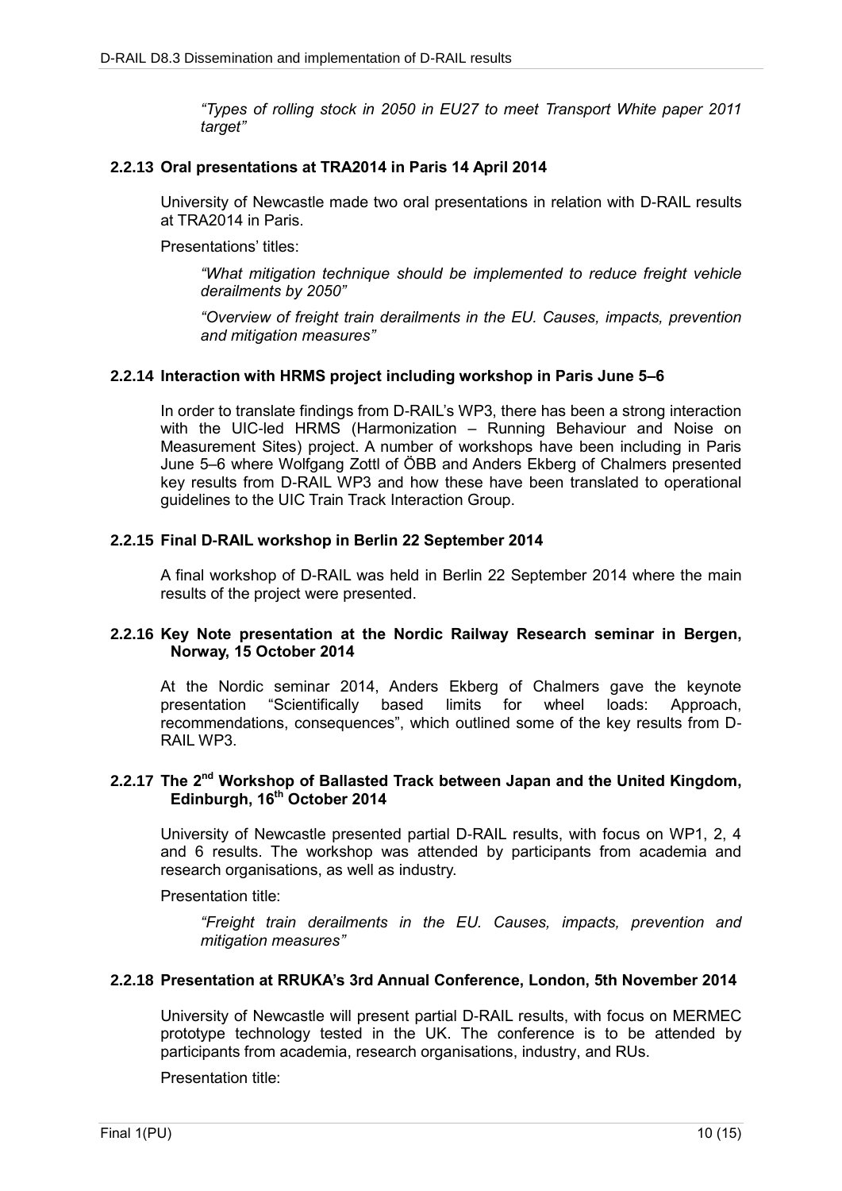*"Types of rolling stock in 2050 in EU27 to meet Transport White paper 2011 target"*

### 2.2.13 Oral presentations at TRA2014 in Paris 14 April 2014

University of Newcastle made two oral presentations in relation with D-RAIL results at TRA2014 in Paris.

Presentations' titles:

*"What mitigation technique should be implemented to reduce freight vehicle derailments by 2050"*

*"Overview of freight train derailments in the EU. Causes, impacts, prevention and mitigation measures"*

### 2.2.14 Interaction with HRMS project including workshop in Paris June 5–6

In order to translate findings from D-RAIL's WP3, there has been a strong interaction with the UIC-led HRMS (Harmonization – Running Behaviour and Noise on Measurement Sites) project. A number of workshops have been including in Paris June 5–6 where Wolfgang Zottl of ÖBB and Anders Ekberg of Chalmers presented key results from D-RAIL WP3 and how these have been translated to operational guidelines to the UIC Train Track Interaction Group.

### 2.2.15 Final D-RAIL workshop in Berlin 22 September 2014

A final workshop of D-RAIL was held in Berlin 22 September 2014 where the main results of the project were presented.

### 2.2.16 Key Note presentation at the Nordic Railway Research seminar in Bergen, Norway, 15 October 2014

At the Nordic seminar 2014, Anders Ekberg of Chalmers gave the keynote presentation "Scientifically based limits for wheel loads: Approach, recommendations, consequences", which outlined some of the key results from D-RAIL WP3.

### 2.2.17 The 2nd Workshop of Ballasted Track between Japan and the United Kingdom, Edinburgh, 16th October 2014

University of Newcastle presented partial D-RAIL results, with focus on WP1, 2, 4 and 6 results. The workshop was attended by participants from academia and research organisations, as well as industry.

Presentation title:

*"Freight train derailments in the EU. Causes, impacts, prevention and mitigation measures"*

### 2.2.18 Presentation at RRUKA's 3rd Annual Conference, London, 5th November 2014

University of Newcastle will present partial D-RAIL results, with focus on MERMEC prototype technology tested in the UK. The conference is to be attended by participants from academia, research organisations, industry, and RUs.

Presentation title: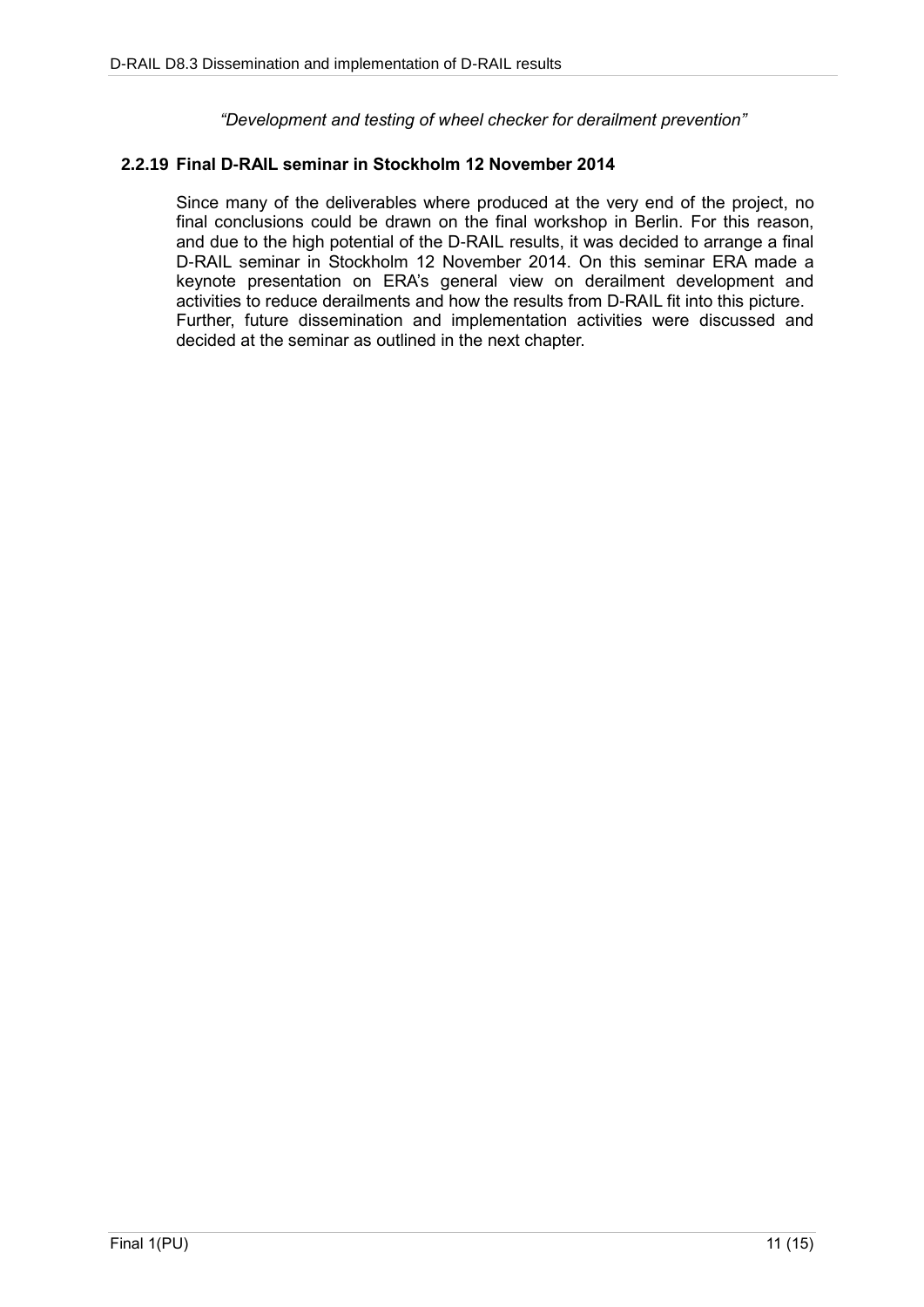*"Development and testing of wheel checker for derailment prevention"*

### 2.2.19 Final D-RAIL seminar in Stockholm 12 November 2014

Since many of the deliverables where produced at the very end of the project, no final conclusions could be drawn on the final workshop in Berlin. For this reason, and due to the high potential of the D-RAIL results, it was decided to arrange a final D-RAIL seminar in Stockholm 12 November 2014. On this seminar ERA made a keynote presentation on ERA's general view on derailment development and activities to reduce derailments and how the results from D-RAIL fit into this picture.
Further, future dissemination and implementation activities were discussed and decided at the seminar as outlined in the next chapter.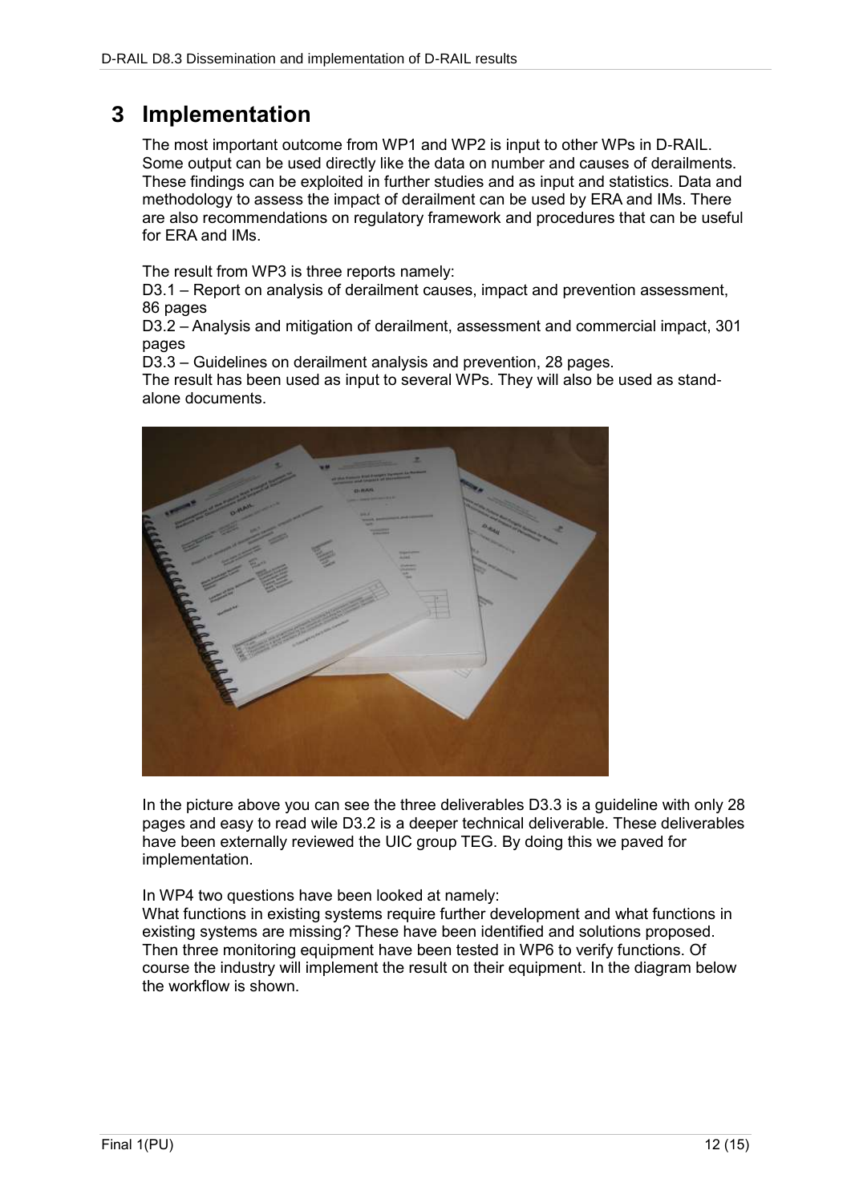# 3 Implementation

The most important outcome from WP1 and WP2 is input to other WPs in D-RAIL. Some output can be used directly like the data on number and causes of derailments. These findings can be exploited in further studies and as input and statistics. Data and methodology to assess the impact of derailment can be used by ERA and IMs. There are also recommendations on regulatory framework and procedures that can be useful for ERA and IMs.

The result from WP3 is three reports namely:
D3.1 – Report on analysis of derailment causes, impact and prevention assessment, 86 pages
D3.2 – Analysis and mitigation of derailment, assessment and commercial impact, 301 pages
D3.3 – Guidelines on derailment analysis and prevention, 28 pages.
The result has been used as input to several WPs. They will also be used as stand-alone documents.

In the picture above you can see the three deliverables D3.3 is a guideline with only 28 pages and easy to read wile D3.2 is a deeper technical deliverable. These deliverables have been externally reviewed the UIC group TEG. By doing this we paved for implementation.

In WP4 two questions have been looked at namely:
What functions in existing systems require further development and what functions in existing systems are missing? These have been identified and solutions proposed. Then three monitoring equipment have been tested in WP6 to verify functions. Of course the industry will implement the result on their equipment. In the diagram below the workflow is shown.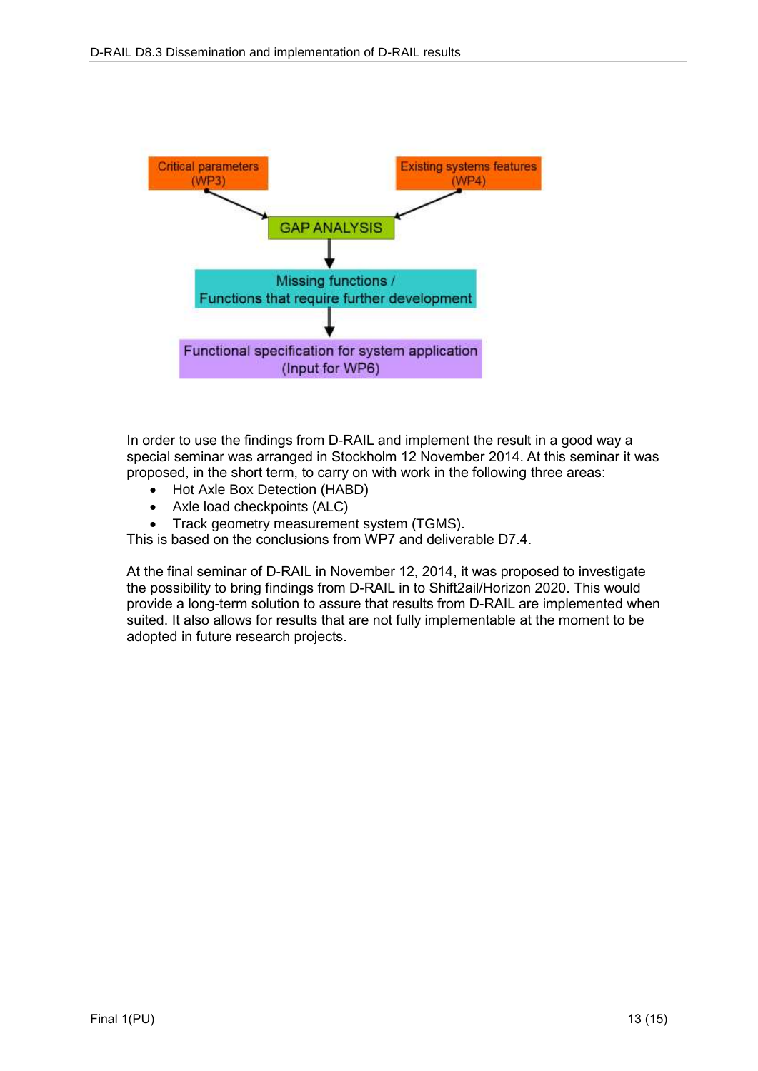Critical parameters (WP3)

Existing systems features (WP4)

GAP ANALYSIS

Missing functions / Functions that require further development

Functional specification for system application (Input for WP6)

In order to use the findings from D-RAIL and implement the result in a good way a special seminar was arranged in Stockholm 12 November 2014. At this seminar it was proposed, in the short term, to carry on with work in the following three areas:

- Hot Axle Box Detection (HABD)
- Axle load checkpoints (ALC)
- Track geometry measurement system (TGMS).

This is based on the conclusions from WP7 and deliverable D7.4.

At the final seminar of D-RAIL in November 12, 2014, it was proposed to investigate the possibility to bring findings from D-RAIL in to Shift2ail/Horizon 2020. This would provide a long-term solution to assure that results from D-RAIL are implemented when suited. It also allows for results that are not fully implementable at the moment to be adopted in future research projects.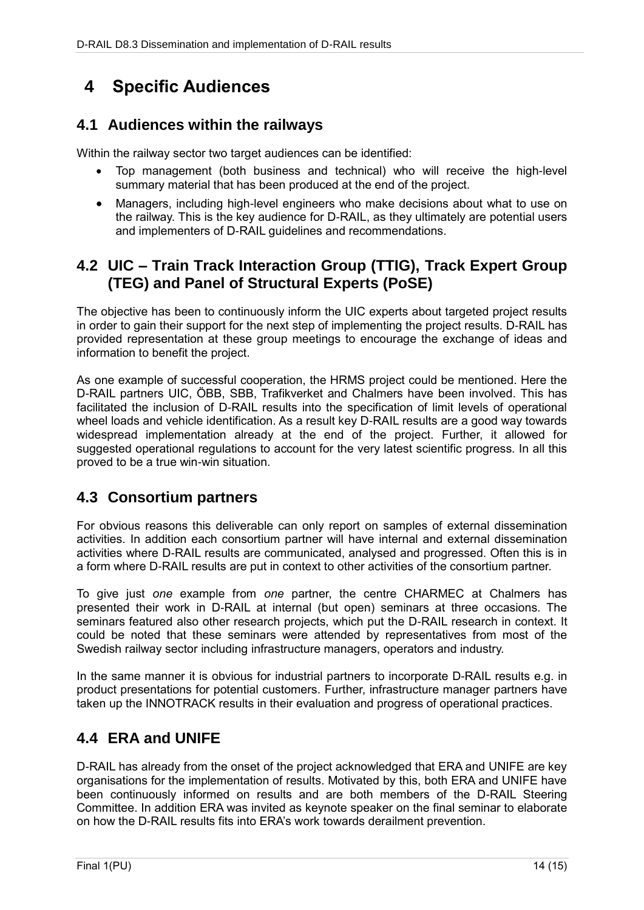# 4 Specific Audiences

## 4.1 Audiences within the railways

Within the railway sector two target audiences can be identified:

- Top management (both business and technical) who will receive the high-level summary material that has been produced at the end of the project.
- Managers, including high-level engineers who make decisions about what to use on the railway. This is the key audience for D-RAIL, as they ultimately are potential users and implementers of D-RAIL guidelines and recommendations.

## 4.2 UIC – Train Track Interaction Group (TTIG), Track Expert Group (TEG) and Panel of Structural Experts (PoSE)

The objective has been to continuously inform the UIC experts about targeted project results in order to gain their support for the next step of implementing the project results. D-RAIL has provided representation at these group meetings to encourage the exchange of ideas and information to benefit the project.

As one example of successful cooperation, the HRMS project could be mentioned. Here the D-RAIL partners UIC, ÖBB, SBB, Trafikverket and Chalmers have been involved. This has facilitated the inclusion of D-RAIL results into the specification of limit levels of operational wheel loads and vehicle identification. As a result key D-RAIL results are a good way towards widespread implementation already at the end of the project. Further, it allowed for suggested operational regulations to account for the very latest scientific progress. In all this proved to be a true win-win situation.

## 4.3 Consortium partners

For obvious reasons this deliverable can only report on samples of external dissemination activities. In addition each consortium partner will have internal and external dissemination activities where D-RAIL results are communicated, analysed and progressed. Often this is in a form where D-RAIL results are put in context to other activities of the consortium partner.

To give just *one* example from *one* partner, the centre CHARMEC at Chalmers has presented their work in D-RAIL at internal (but open) seminars at three occasions. The seminars featured also other research projects, which put the D-RAIL research in context. It could be noted that these seminars were attended by representatives from most of the Swedish railway sector including infrastructure managers, operators and industry.

In the same manner it is obvious for industrial partners to incorporate D-RAIL results e.g. in product presentations for potential customers. Further, infrastructure manager partners have taken up the INNOTRACK results in their evaluation and progress of operational practices.

## 4.4 ERA and UNIFE

D-RAIL has already from the onset of the project acknowledged that ERA and UNIFE are key organisations for the implementation of results. Motivated by this, both ERA and UNIFE have been continuously informed on results and are both members of the D-RAIL Steering Committee. In addition ERA was invited as keynote speaker on the final seminar to elaborate on how the D-RAIL results fits into ERA's work towards derailment prevention.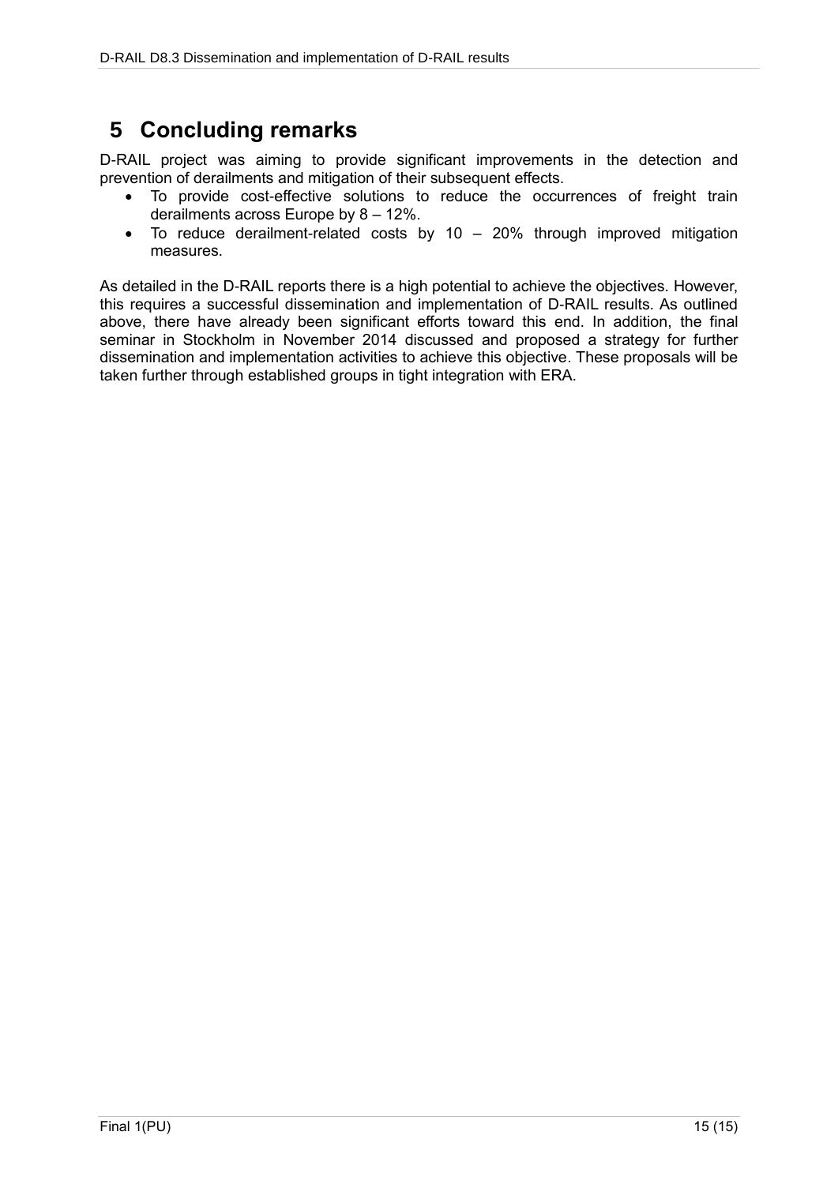# 5 Concluding remarks

D-RAIL project was aiming to provide significant improvements in the detection and prevention of derailments and mitigation of their subsequent effects.

- To provide cost-effective solutions to reduce the occurrences of freight train derailments across Europe by 8 – 12%.
- To reduce derailment-related costs by 10 – 20% through improved mitigation measures.

As detailed in the D-RAIL reports there is a high potential to achieve the objectives. However, this requires a successful dissemination and implementation of D-RAIL results. As outlined above, there have already been significant efforts toward this end. In addition, the final seminar in Stockholm in November 2014 discussed and proposed a strategy for further dissemination and implementation activities to achieve this objective. These proposals will be taken further through established groups in tight integration with ERA.